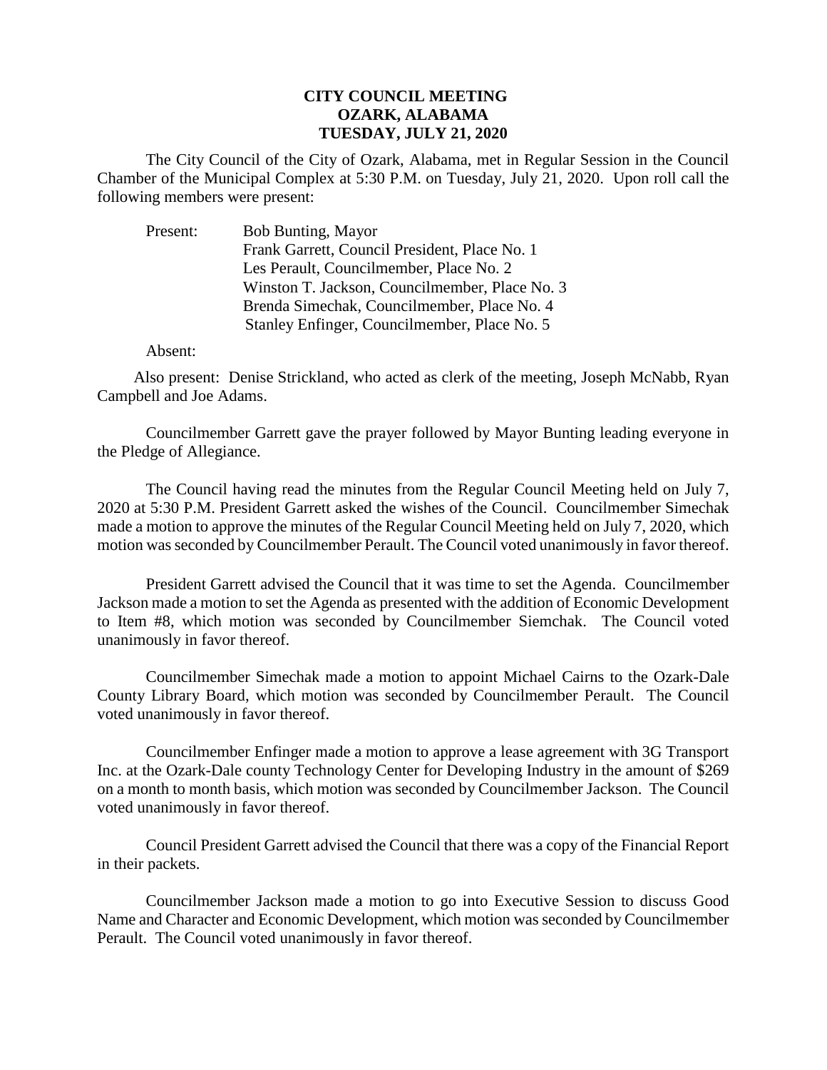**CITY COUNCIL MEETING**
**OZARK, ALABAMA**
**TUESDAY, JULY 21, 2020**

The City Council of the City of Ozark, Alabama, met in Regular Session in the Council Chamber of the Municipal Complex at 5:30 P.M. on Tuesday, July 21, 2020. Upon roll call the following members were present:

Present: Bob Bunting, Mayor
Frank Garrett, Council President, Place No. 1
Les Perault, Councilmember, Place No. 2
Winston T. Jackson, Councilmember, Place No. 3
Brenda Simechak, Councilmember, Place No. 4
Stanley Enfinger, Councilmember, Place No. 5

Absent:

Also present: Denise Strickland, who acted as clerk of the meeting, Joseph McNabb, Ryan Campbell and Joe Adams.

Councilmember Garrett gave the prayer followed by Mayor Bunting leading everyone in the Pledge of Allegiance.

The Council having read the minutes from the Regular Council Meeting held on July 7, 2020 at 5:30 P.M. President Garrett asked the wishes of the Council. Councilmember Simechak made a motion to approve the minutes of the Regular Council Meeting held on July 7, 2020, which motion was seconded by Councilmember Perault. The Council voted unanimously in favor thereof.

President Garrett advised the Council that it was time to set the Agenda. Councilmember Jackson made a motion to set the Agenda as presented with the addition of Economic Development to Item #8, which motion was seconded by Councilmember Siemchak. The Council voted unanimously in favor thereof.

Councilmember Simechak made a motion to appoint Michael Cairns to the Ozark-Dale County Library Board, which motion was seconded by Councilmember Perault. The Council voted unanimously in favor thereof.

Councilmember Enfinger made a motion to approve a lease agreement with 3G Transport Inc. at the Ozark-Dale county Technology Center for Developing Industry in the amount of $269 on a month to month basis, which motion was seconded by Councilmember Jackson. The Council voted unanimously in favor thereof.

Council President Garrett advised the Council that there was a copy of the Financial Report in their packets.

Councilmember Jackson made a motion to go into Executive Session to discuss Good Name and Character and Economic Development, which motion was seconded by Councilmember Perault. The Council voted unanimously in favor thereof.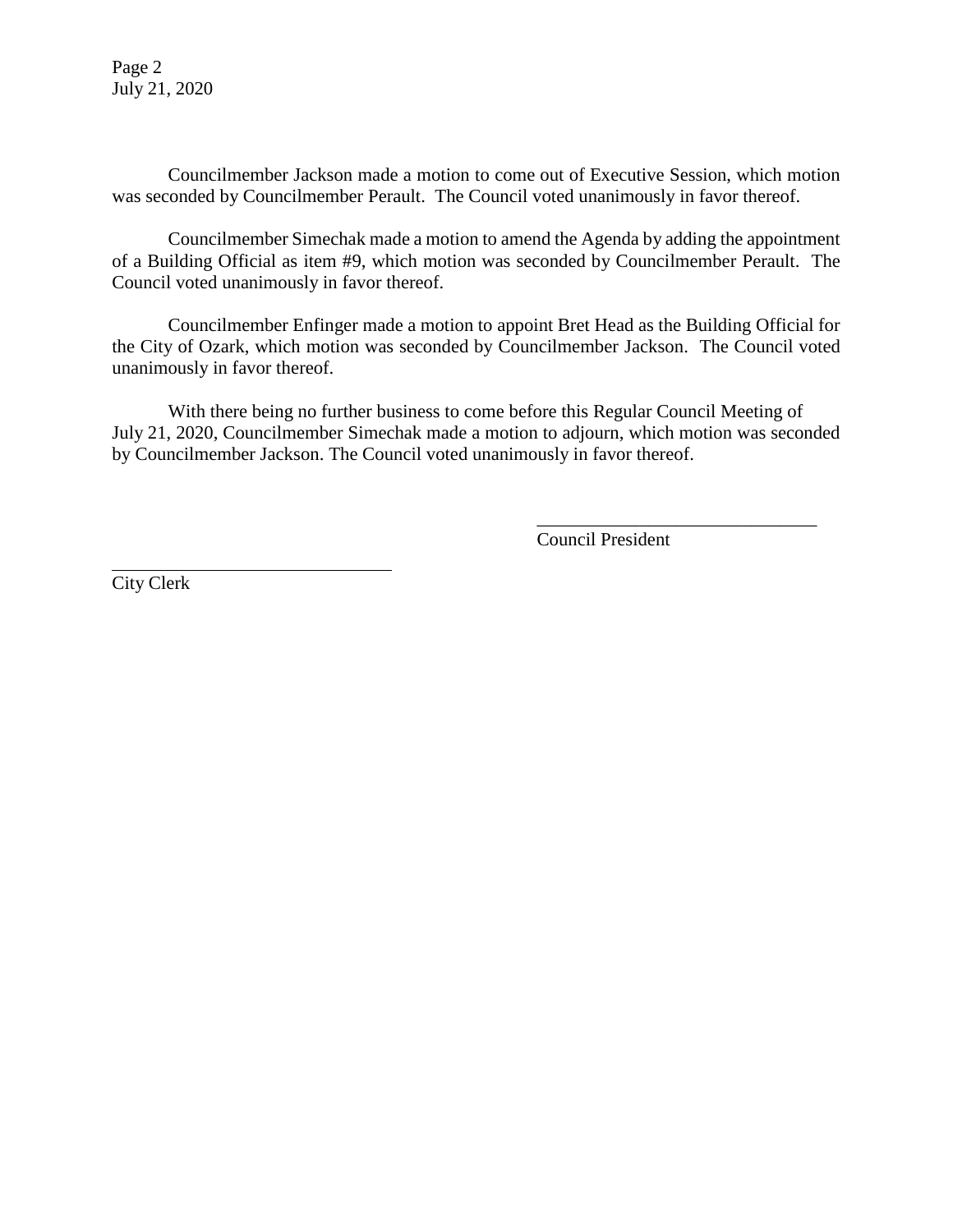Councilmember Jackson made a motion to come out of Executive Session, which motion was seconded by Councilmember Perault. The Council voted unanimously in favor thereof.

Councilmember Simechak made a motion to amend the Agenda by adding the appointment of a Building Official as item #9, which motion was seconded by Councilmember Perault. The Council voted unanimously in favor thereof.

Councilmember Enfinger made a motion to appoint Bret Head as the Building Official for the City of Ozark, which motion was seconded by Councilmember Jackson. The Council voted unanimously in favor thereof.

With there being no further business to come before this Regular Council Meeting of July 21, 2020, Councilmember Simechak made a motion to adjourn, which motion was seconded by Councilmember Jackson. The Council voted unanimously in favor thereof.

\_\_\_\_\_\_\_\_\_\_\_\_\_\_\_\_\_\_\_\_\_\_\_\_\_\_\_\_\_\_
Council President

\_\_\_\_\_\_\_\_\_\_\_\_\_\_\_\_\_\_\_\_\_\_\_\_\_\_\_\_\_\_
City Clerk